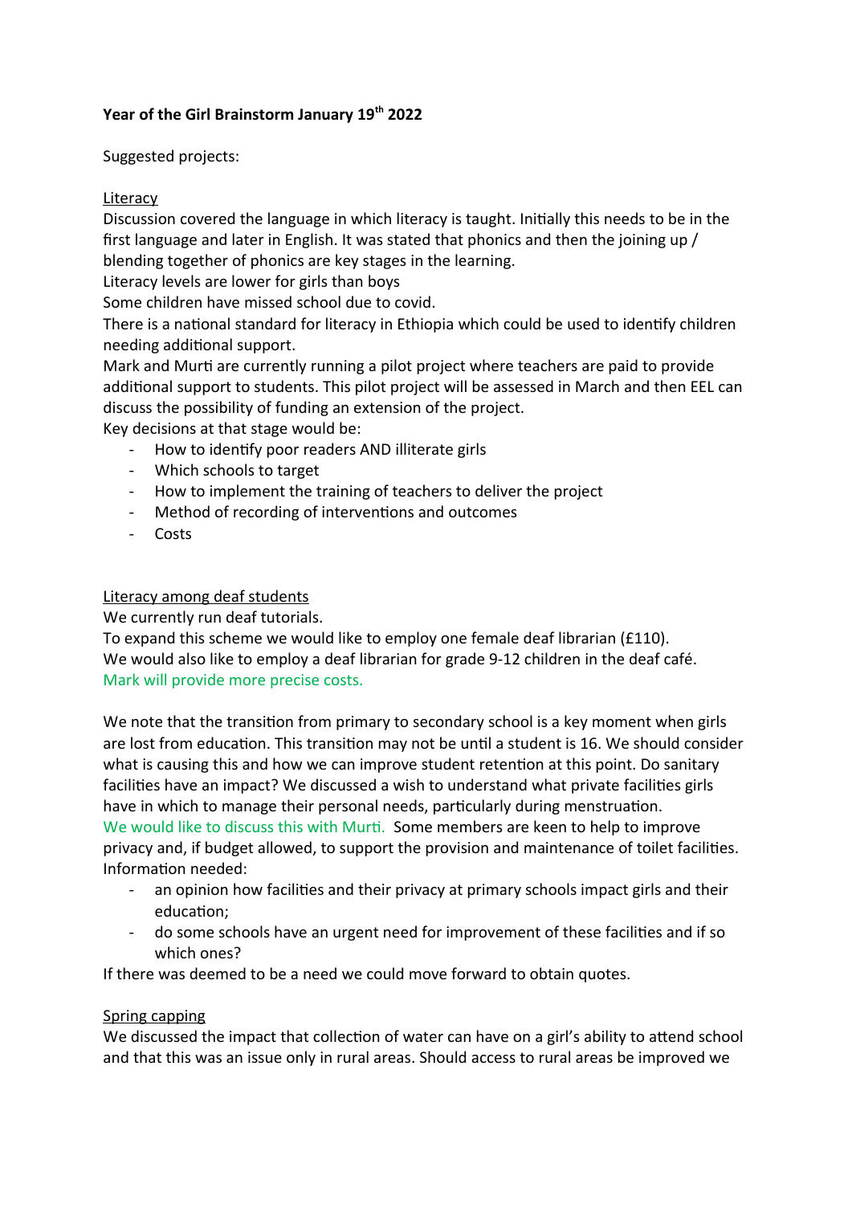**Year of the Girl Brainstorm January 19th 2022**

Suggested projects:

Literacy

Discussion covered the language in which literacy is taught. Initially this needs to be in the first language and later in English. It was stated that phonics and then the joining up / blending together of phonics are key stages in the learning.
Literacy levels are lower for girls than boys
Some children have missed school due to covid.
There is a national standard for literacy in Ethiopia which could be used to identify children needing additional support.
Mark and Murti are currently running a pilot project where teachers are paid to provide additional support to students. This pilot project will be assessed in March and then EEL can discuss the possibility of funding an extension of the project.
Key decisions at that stage would be:

- How to identify poor readers AND illiterate girls
- Which schools to target
- How to implement the training of teachers to deliver the project
- Method of recording of interventions and outcomes
- Costs

Literacy among deaf students

We currently run deaf tutorials.
To expand this scheme we would like to employ one female deaf librarian (£110).
We would also like to employ a deaf librarian for grade 9-12 children in the deaf café.
Mark will provide more precise costs.

We note that the transition from primary to secondary school is a key moment when girls are lost from education. This transition may not be until a student is 16. We should consider what is causing this and how we can improve student retention at this point. Do sanitary facilities have an impact? We discussed a wish to understand what private facilities girls have in which to manage their personal needs, particularly during menstruation.
We would like to discuss this with Murti. Some members are keen to help to improve privacy and, if budget allowed, to support the provision and maintenance of toilet facilities.
Information needed:

- an opinion how facilities and their privacy at primary schools impact girls and their education;
- do some schools have an urgent need for improvement of these facilities and if so which ones?

If there was deemed to be a need we could move forward to obtain quotes.

Spring capping

We discussed the impact that collection of water can have on a girl's ability to attend school and that this was an issue only in rural areas. Should access to rural areas be improved we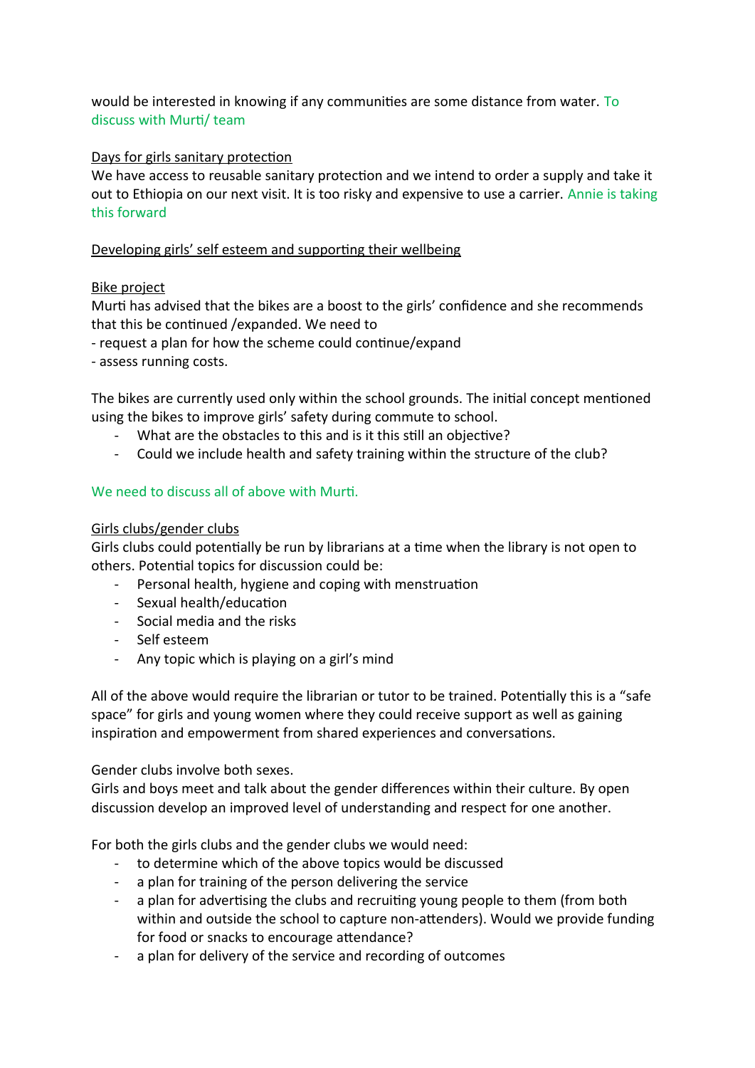would be interested in knowing if any communities are some distance from water. To discuss with Murti/ team

<u>Days for girls sanitary protection</u>

We have access to reusable sanitary protection and we intend to order a supply and take it out to Ethiopia on our next visit. It is too risky and expensive to use a carrier. Annie is taking this forward

<u>Developing girls' self esteem and supporting their wellbeing</u>

<u>Bike project</u>

Murti has advised that the bikes are a boost to the girls' confidence and she recommends that this be continued /expanded. We need to

- request a plan for how the scheme could continue/expand
- assess running costs.

The bikes are currently used only within the school grounds. The initial concept mentioned using the bikes to improve girls' safety during commute to school.

- What are the obstacles to this and is it this still an objective?
- Could we include health and safety training within the structure of the club?

We need to discuss all of above with Murti.

<u>Girls clubs/gender clubs</u>

Girls clubs could potentially be run by librarians at a time when the library is not open to others. Potential topics for discussion could be:

- Personal health, hygiene and coping with menstruation
- Sexual health/education
- Social media and the risks
- Self esteem
- Any topic which is playing on a girl's mind

All of the above would require the librarian or tutor to be trained. Potentially this is a "safe space" for girls and young women where they could receive support as well as gaining inspiration and empowerment from shared experiences and conversations.

Gender clubs involve both sexes.

Girls and boys meet and talk about the gender differences within their culture. By open discussion develop an improved level of understanding and respect for one another.

For both the girls clubs and the gender clubs we would need:

- to determine which of the above topics would be discussed
- a plan for training of the person delivering the service
- a plan for advertising the clubs and recruiting young people to them (from both within and outside the school to capture non-attenders). Would we provide funding for food or snacks to encourage attendance?
- a plan for delivery of the service and recording of outcomes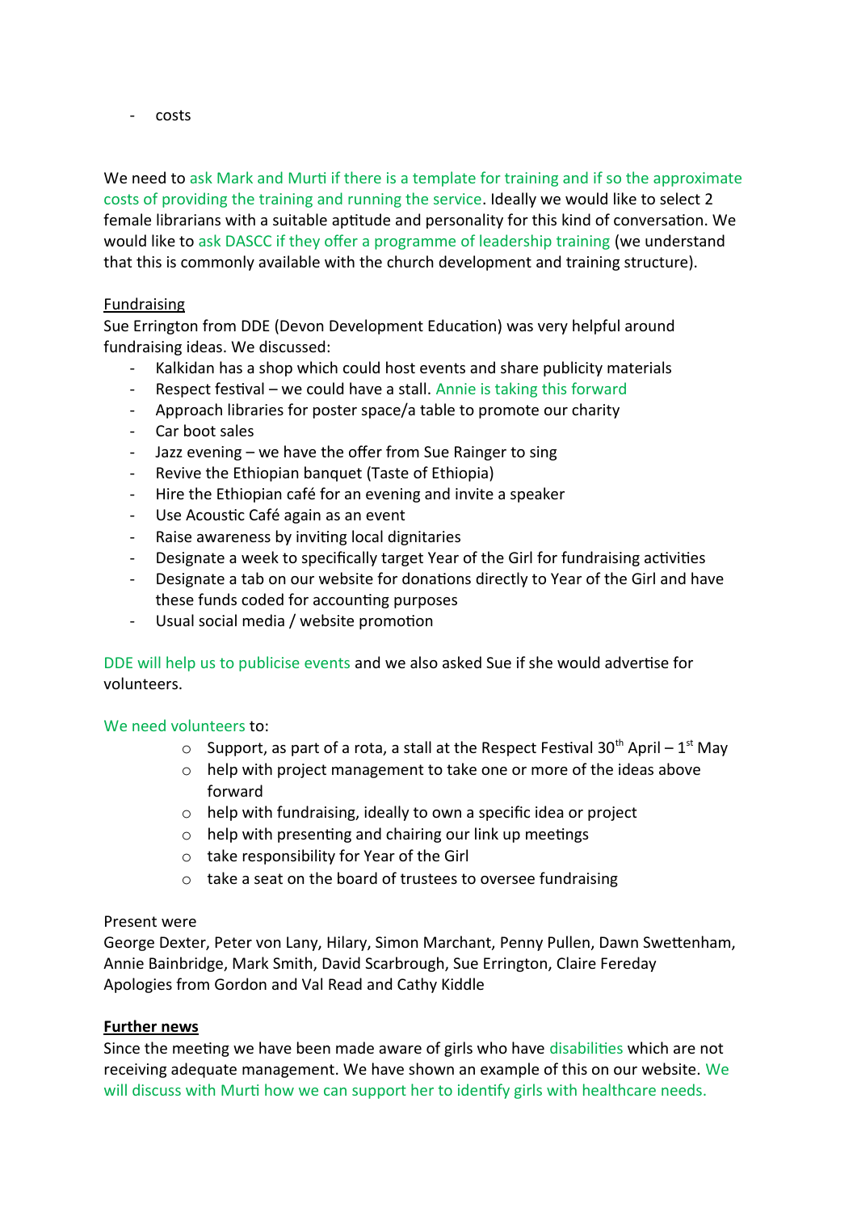- costs

We need to ask Mark and Murti if there is a template for training and if so the approximate costs of providing the training and running the service. Ideally we would like to select 2 female librarians with a suitable aptitude and personality for this kind of conversation. We would like to ask DASCC if they offer a programme of leadership training (we understand that this is commonly available with the church development and training structure).

Fundraising

Sue Errington from DDE (Devon Development Education) was very helpful around fundraising ideas. We discussed:

- Kalkidan has a shop which could host events and share publicity materials
- Respect festival – we could have a stall. Annie is taking this forward
- Approach libraries for poster space/a table to promote our charity
- Car boot sales
- Jazz evening – we have the offer from Sue Rainger to sing
- Revive the Ethiopian banquet (Taste of Ethiopia)
- Hire the Ethiopian café for an evening and invite a speaker
- Use Acoustic Café again as an event
- Raise awareness by inviting local dignitaries
- Designate a week to specifically target Year of the Girl for fundraising activities
- Designate a tab on our website for donations directly to Year of the Girl and have these funds coded for accounting purposes
- Usual social media / website promotion

DDE will help us to publicise events and we also asked Sue if she would advertise for volunteers.

We need volunteers to:

- Support, as part of a rota, a stall at the Respect Festival 30th April – 1st May
- help with project management to take one or more of the ideas above forward
- help with fundraising, ideally to own a specific idea or project
- help with presenting and chairing our link up meetings
- take responsibility for Year of the Girl
- take a seat on the board of trustees to oversee fundraising

Present were
George Dexter, Peter von Lany, Hilary, Simon Marchant, Penny Pullen, Dawn Swettenham, Annie Bainbridge, Mark Smith, David Scarbrough, Sue Errington, Claire Fereday
Apologies from Gordon and Val Read and Cathy Kiddle

**Further news**

Since the meeting we have been made aware of girls who have disabilities which are not receiving adequate management. We have shown an example of this on our website. We will discuss with Murti how we can support her to identify girls with healthcare needs.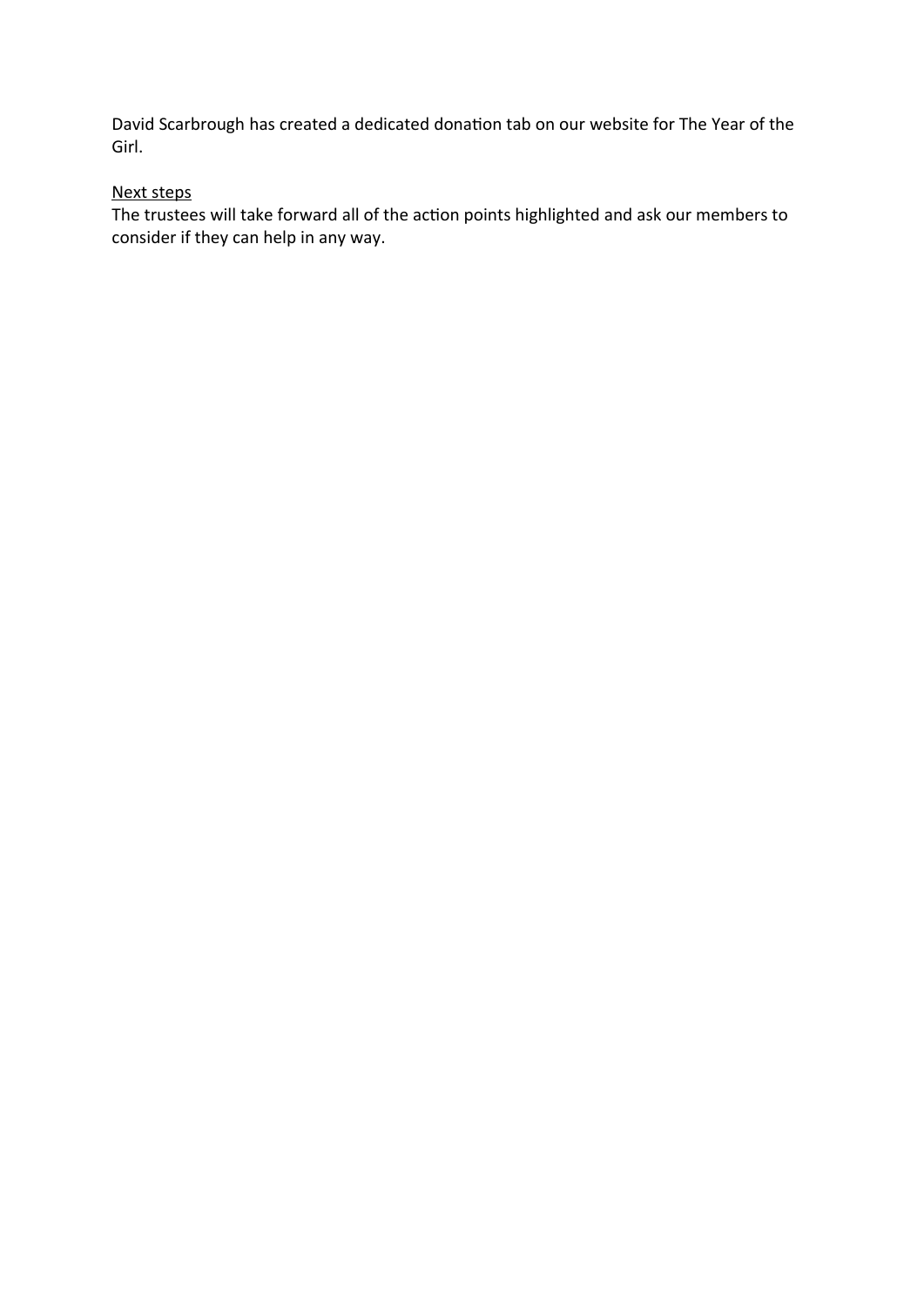David Scarbrough has created a dedicated donation tab on our website for The Year of the Girl.

<u>Next steps</u>

The trustees will take forward all of the action points highlighted and ask our members to consider if they can help in any way.